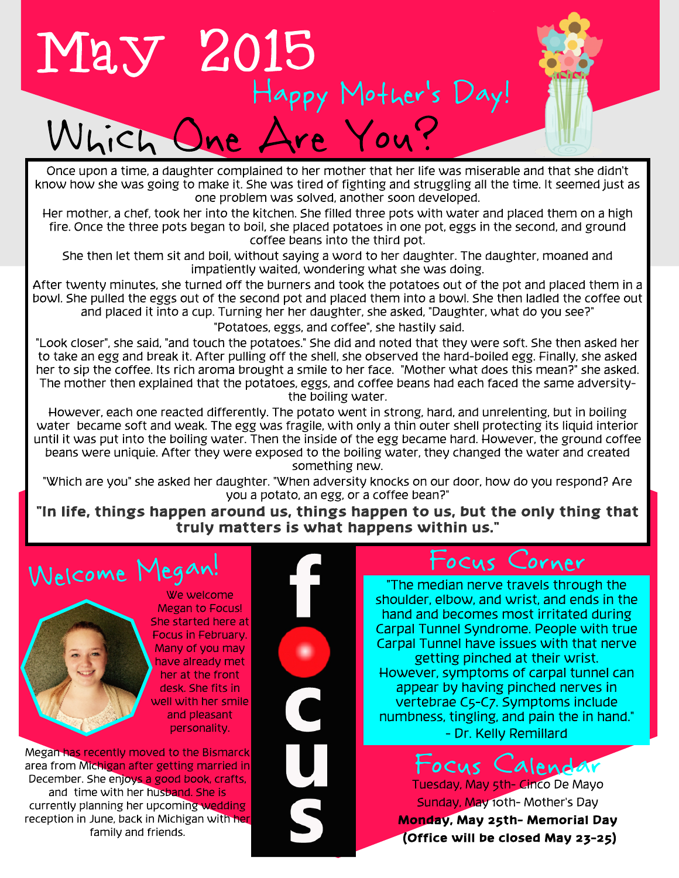# May 2015

## Happy Mother's Day!

# Which One Are You?

Once upon a time, a daughter complained to her mother that her life was miserable and that she didn't know how she was going to make it. She was tired of fighting and struggling all the time. It seemed just as one problem was solved, another soon developed.

Her mother, a chef, took her into the kitchen. She filled three pots with water and placed them on a high fire. Once the three pots began to boil, she placed potatoes in one pot, eggs in the second, and ground coffee beans into the third pot.

She then let them sit and boil, without saying a word to her daughter. The daughter, moaned and impatiently waited, wondering what she was doing.

After twenty minutes, she turned off the burners and took the potatoes out of the pot and placed them in a bowl. She pulled the eggs out of the second pot and placed them into a bowl. She then ladled the coffee out and placed it into a cup. Turning her her daughter, she asked, "Daughter, what do you see?"

"Potatoes, eggs, and coffee", she hastily said.

"Look closer", she said, "and touch the potatoes." She did and noted that they were soft. She then asked her to take an egg and break it. After pulling off the shell, she observed the hard-boiled egg. Finally, she asked her to sip the coffee. Its rich aroma brought a smile to her face. "Mother what does this mean?" she asked. The mother then explained that the potatoes, eggs, and coffee beans had each faced the same adversity- the boiling water.

However, each one reacted differently. The potato went in strong, hard, and unrelenting, but in boiling water became soft and weak. The egg was fragile, with only a thin outer shell protecting its liquid interior until it was put into the boiling water. Then the inside of the egg became hard. However, the ground coffee beans were uniquie. After they were exposed to the boiling water, they changed the water and created something new.

"Which are you" she asked her daughter. "When adversity knocks on our door, how do you respond? Are you a potato, an egg, or a coffee bean?"

**"In life, things happen around us, things happen to us, but the only thing that truly matters is what happens within us."**

## Welcome Megan!

We welcome Megan to Focus! She started here at Focus in February. Many of you may have already met her at the front desk. She fits in well with her smile and pleasant personality.

Megan has recently moved to the Bismarck area from Michigan after getting married in December. She enjoys a good book, crafts, and time with her husband. She is currently planning her upcoming wedding reception in June, back in Michigan with her family and friends.

focus

## Focus Corner

"The median nerve travels through the shoulder, elbow, and wrist, and ends in the hand and becomes most irritated during Carpal Tunnel Syndrome. People with true Carpal Tunnel have issues with that nerve getting pinched at their wrist. However, symptoms of carpal tunnel can appear by having pinched nerves in vertebrae C5-C7. Symptoms include numbness, tingling, and pain the in hand."
- Dr. Kelly Remillard

## Focus Calendar

Tuesday, May 5th- Cinco De Mayo

Sunday, May 10th- Mother's Day

**Monday, May 25th- Memorial Day**

**(Office will be closed May 23-25)**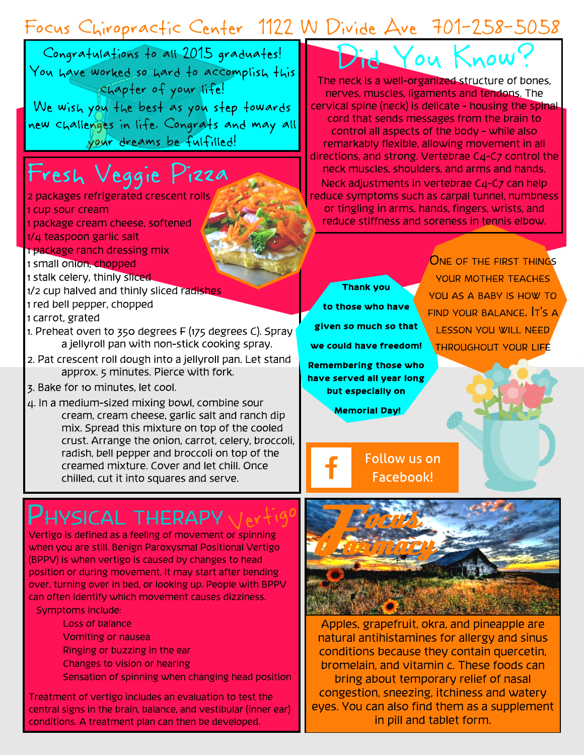# Focus Chiropractic Center 1122 W Divide Ave 701-258-5058

Congratulations to all 2015 graduates! You have worked so hard to accomplish this chapter of your life! We wish you the best as you step towards new challenges in life. Congrats and may all your dreams be fulfilled!

## Fresh Veggie Pizza

- 2 packages refrigerated crescent rolls
- 1 cup sour cream
- 1 package cream cheese, softened
- 1/4 teaspoon garlic salt
- 1 package ranch dressing mix
- 1 small onion, chopped
- 1 stalk celery, thinly sliced
- 1/2 cup halved and thinly sliced radishes
- 1 red bell pepper, chopped
- 1 carrot, grated

1. Preheat oven to 350 degrees F (175 degrees C). Spray a jellyroll pan with non-stick cooking spray.
2. Pat crescent roll dough into a jellyroll pan. Let stand approx. 5 minutes. Pierce with fork.
3. Bake for 10 minutes, let cool.
4. In a medium-sized mixing bowl, combine sour cream, cream cheese, garlic salt and ranch dip mix. Spread this mixture on top of the cooled crust. Arrange the onion, carrot, celery, broccoli, radish, bell pepper and broccoli on top of the creamed mixture. Cover and let chill. Once chilled, cut it into squares and serve.

## Did You Know?

The neck is a well-organized structure of bones, nerves, muscles, ligaments and tendons. The cervical spine (neck) is delicate - housing the spinal cord that sends messages from the brain to control all aspects of the body - while also remarkably flexible, allowing movement in all directions, and strong. Vertebrae C4-C7 control the neck muscles, shoulders, and arms and hands. Neck adjustments in vertebrae C4-C7 can help reduce symptoms such as carpal tunnel, numbness or tingling in arms, hands, fingers, wrists, and reduce stiffness and soreness in tennis elbow.

ONE OF THE FIRST THINGS YOUR MOTHER TEACHES YOU AS A BABY IS HOW TO FIND YOUR BALANCE. IT'S A LESSON YOU WILL NEED THROUGHOUT YOUR LIFE

**Thank you to those who have given so much so that we could have freedom! Remembering those who have served all year long but especially on Memorial Day!**

Follow us on Facebook!

## Physical Therapy Vertigo

Vertigo is defined as a feeling of movement or spinning when you are still. Benign Paroxysmal Positional Vertigo (BPPV) is when vertigo is caused by changes to head position or during movement. It may start after bending over, turning over in bed, or looking up. People with BPPV can often identify which movement causes dizziness.

Symptoms include:

- Loss of balance
- Vomiting or nausea
- Ringing or buzzing in the ear
- Changes to vision or hearing
- Sensation of spinning when changing head position

Treatment of vertigo includes an evaluation to test the central signs in the brain, balance, and vestibular (inner ear) conditions. A treatment plan can then be developed.

## Focus Farmacy

Apples, grapefruit, okra, and pineapple are natural antihistamines for allergy and sinus conditions because they contain quercetin, bromelain, and vitamin c. These foods can bring about temporary relief of nasal congestion, sneezing, itchiness and watery eyes. You can also find them as a supplement in pill and tablet form.